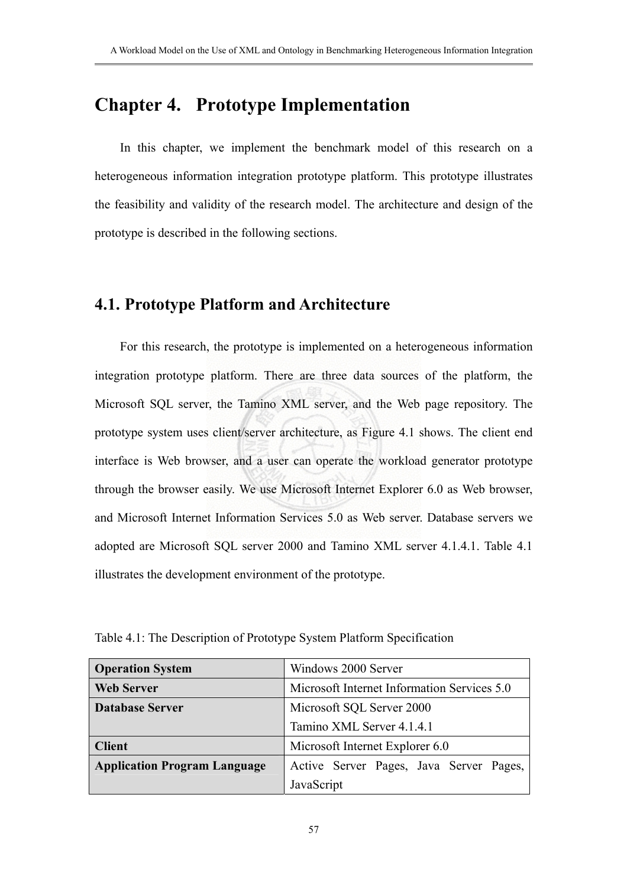# Chapter 4. Prototype Implementation

In this chapter, we implement the benchmark model of this research on a heterogeneous information integration prototype platform. This prototype illustrates the feasibility and validity of the research model. The architecture and design of the prototype is described in the following sections.

## 4.1. Prototype Platform and Architecture

For this research, the prototype is implemented on a heterogeneous information integration prototype platform. There are three data sources of the platform, the Microsoft SQL server, the Tamino XML server, and the Web page repository. The prototype system uses client/server architecture, as Figure 4.1 shows. The client end interface is Web browser, and a user can operate the workload generator prototype through the browser easily. We use Microsoft Internet Explorer 6.0 as Web browser, and Microsoft Internet Information Services 5.0 as Web server. Database servers we adopted are Microsoft SQL server 2000 and Tamino XML server 4.1.4.1. Table 4.1 illustrates the development environment of the prototype.

Table 4.1: The Description of Prototype System Platform Specification

| | |
|---|---|
| **Operation System** | Windows 2000 Server |
| **Web Server** | Microsoft Internet Information Services 5.0 |
| **Database Server** | Microsoft SQL Server 2000<br>Tamino XML Server 4.1.4.1 |
| **Client** | Microsoft Internet Explorer 6.0 |
| **Application Program Language** | Active Server Pages, Java Server Pages, JavaScript |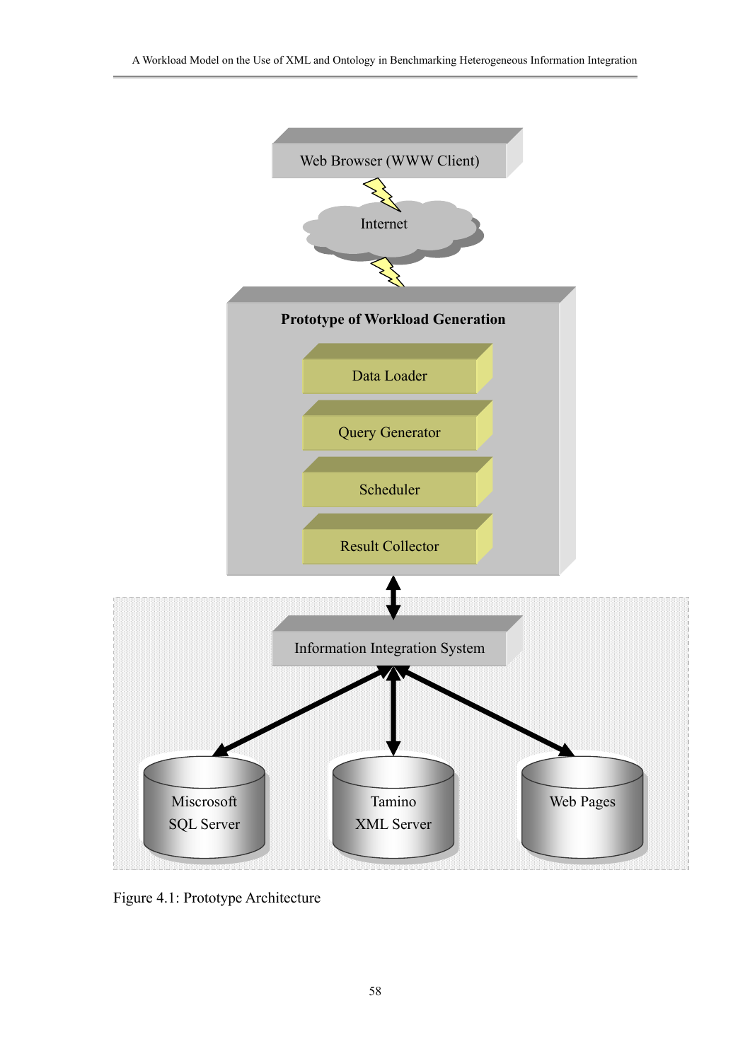Web Browser (WWW Client)

Internet

Prototype of Workload Generation

Data Loader

Query Generator

Scheduler

Result Collector

Information Integration System

Miscrosoft
SQL Server

Tamino
XML Server

Web Pages

Figure 4.1: Prototype Architecture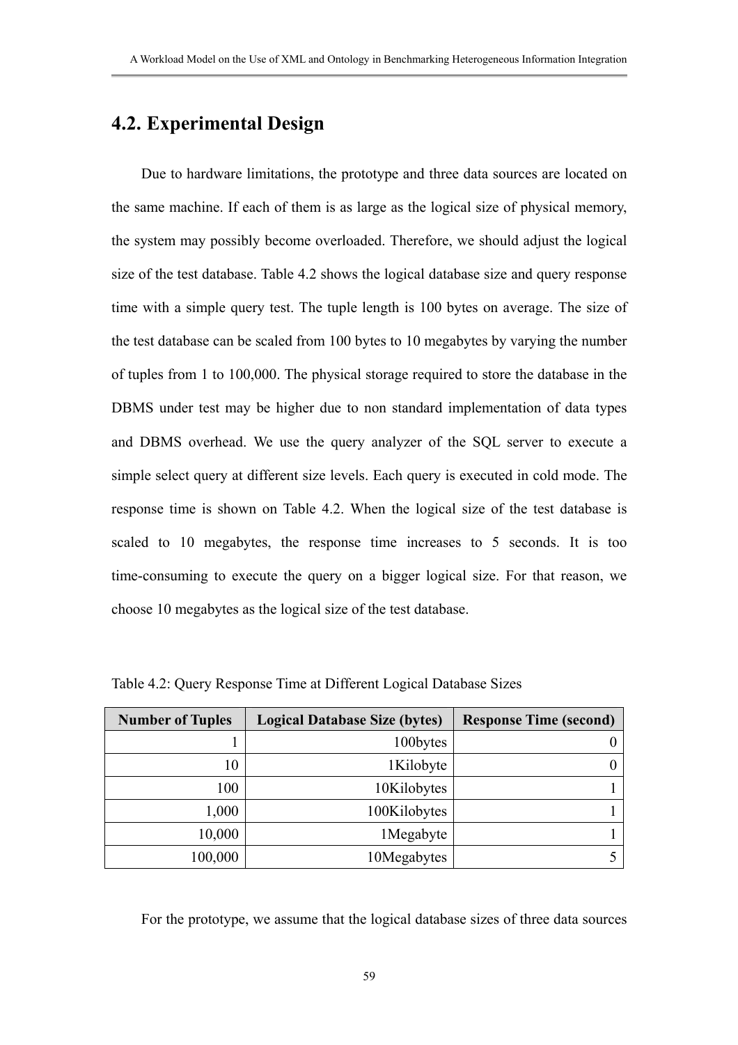## 4.2. Experimental Design

Due to hardware limitations, the prototype and three data sources are located on the same machine. If each of them is as large as the logical size of physical memory, the system may possibly become overloaded. Therefore, we should adjust the logical size of the test database. Table 4.2 shows the logical database size and query response time with a simple query test. The tuple length is 100 bytes on average. The size of the test database can be scaled from 100 bytes to 10 megabytes by varying the number of tuples from 1 to 100,000. The physical storage required to store the database in the DBMS under test may be higher due to non standard implementation of data types and DBMS overhead. We use the query analyzer of the SQL server to execute a simple select query at different size levels. Each query is executed in cold mode. The response time is shown on Table 4.2. When the logical size of the test database is scaled to 10 megabytes, the response time increases to 5 seconds. It is too time-consuming to execute the query on a bigger logical size. For that reason, we choose 10 megabytes as the logical size of the test database.

Table 4.2: Query Response Time at Different Logical Database Sizes

| Number of Tuples | Logical Database Size (bytes) | Response Time (second) |
|---:|---:|---:|
| 1 | 100bytes | 0 |
| 10 | 1Kilobyte | 0 |
| 100 | 10Kilobytes | 1 |
| 1,000 | 100Kilobytes | 1 |
| 10,000 | 1Megabyte | 1 |
| 100,000 | 10Megabytes | 5 |

For the prototype, we assume that the logical database sizes of three data sources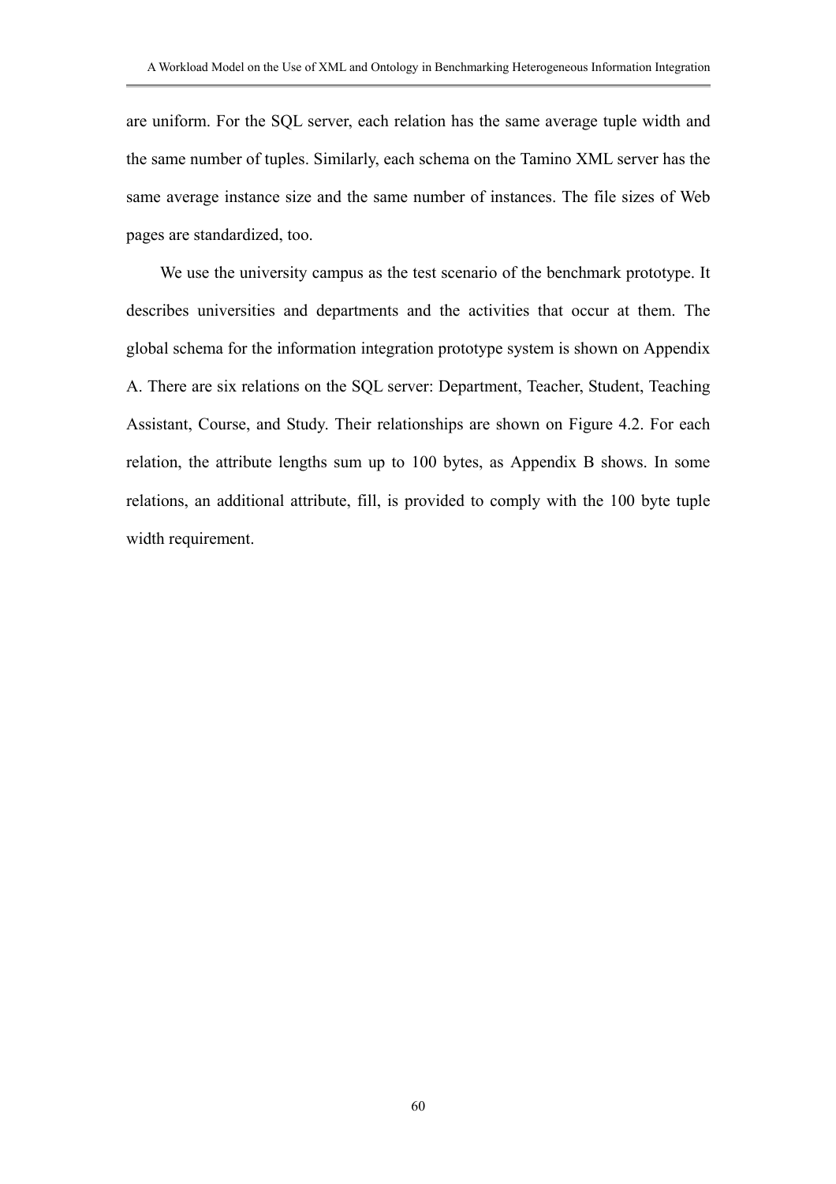are uniform. For the SQL server, each relation has the same average tuple width and the same number of tuples. Similarly, each schema on the Tamino XML server has the same average instance size and the same number of instances. The file sizes of Web pages are standardized, too.

We use the university campus as the test scenario of the benchmark prototype. It describes universities and departments and the activities that occur at them. The global schema for the information integration prototype system is shown on Appendix A. There are six relations on the SQL server: Department, Teacher, Student, Teaching Assistant, Course, and Study. Their relationships are shown on Figure 4.2. For each relation, the attribute lengths sum up to 100 bytes, as Appendix B shows. In some relations, an additional attribute, fill, is provided to comply with the 100 byte tuple width requirement.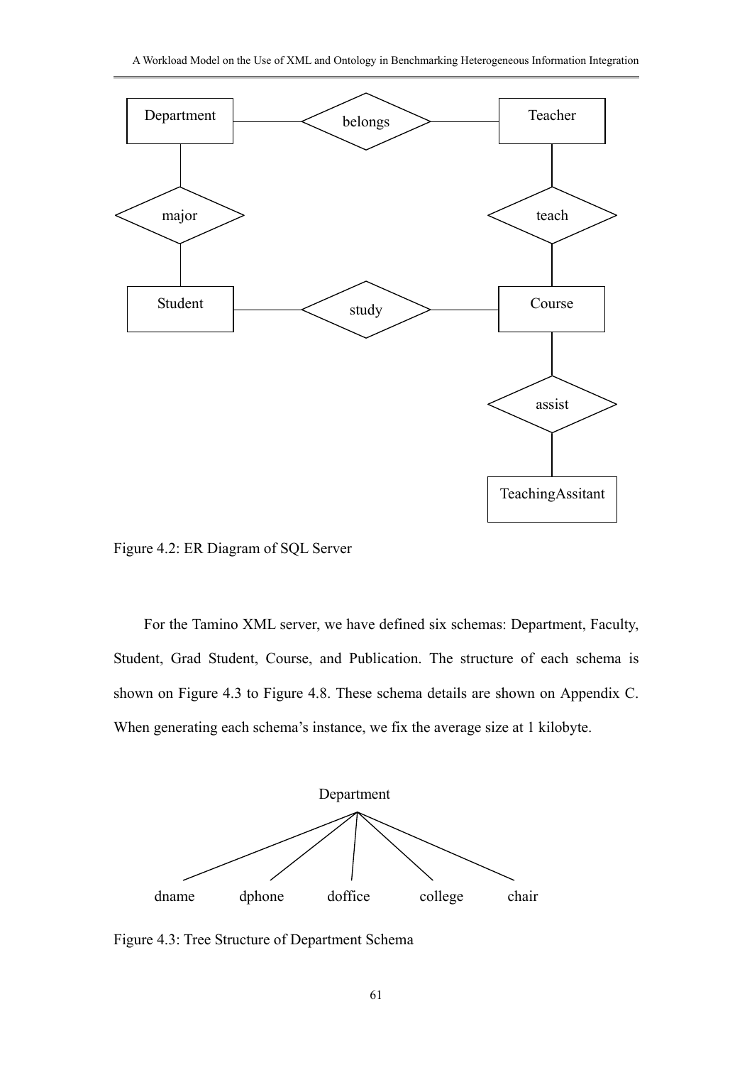Department

belongs

Teacher

major

teach

Student

study

Course

assist

TeachingAssitant

Figure 4.2: ER Diagram of SQL Server

For the Tamino XML server, we have defined six schemas: Department, Faculty, Student, Grad Student, Course, and Publication. The structure of each schema is shown on Figure 4.3 to Figure 4.8. These schema details are shown on Appendix C. When generating each schema's instance, we fix the average size at 1 kilobyte.

Department

dname dphone doffice college chair

Figure 4.3: Tree Structure of Department Schema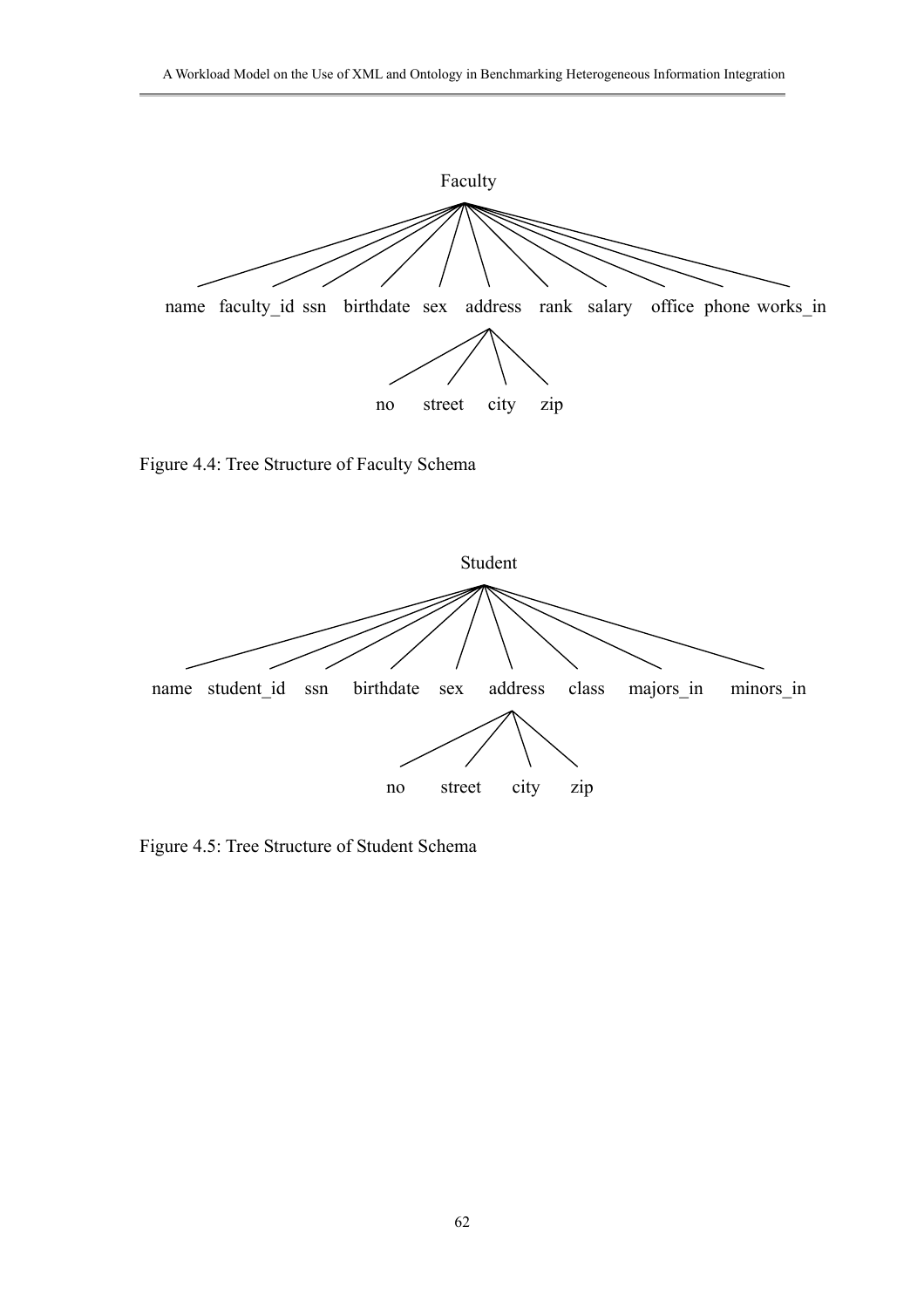Faculty

name faculty_id ssn birthdate sex address rank salary office phone works_in

no street city zip

Figure 4.4: Tree Structure of Faculty Schema

Student

name student_id ssn birthdate sex address class majors_in minors_in

no street city zip

Figure 4.5: Tree Structure of Student Schema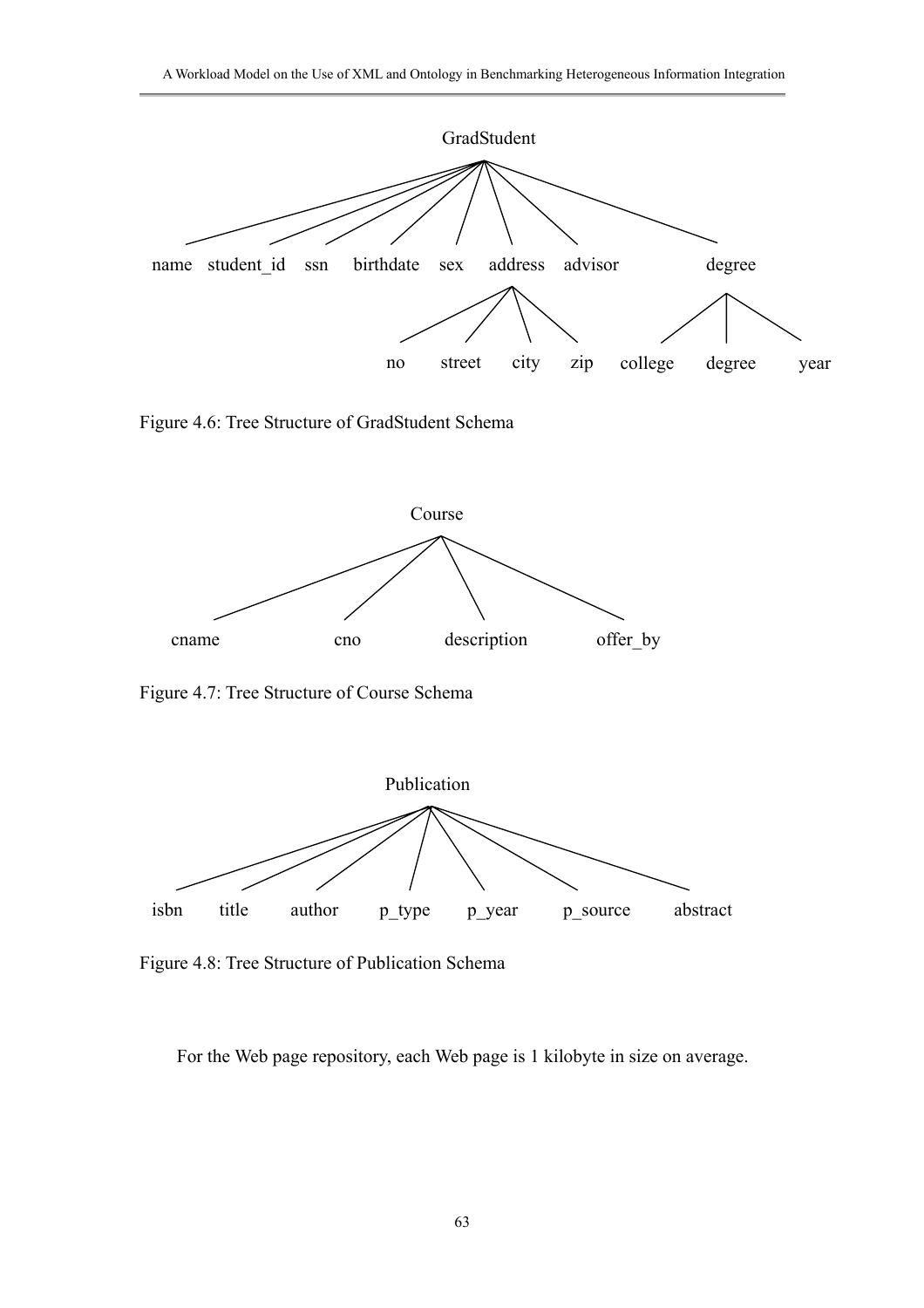GradStudent

name student_id ssn birthdate sex address advisor degree

no street city zip college degree year

Figure 4.6: Tree Structure of GradStudent Schema

Course

cname cno description offer_by

Figure 4.7: Tree Structure of Course Schema

Publication

isbn title author p_type p_year p_source abstract

Figure 4.8: Tree Structure of Publication Schema

For the Web page repository, each Web page is 1 kilobyte in size on average.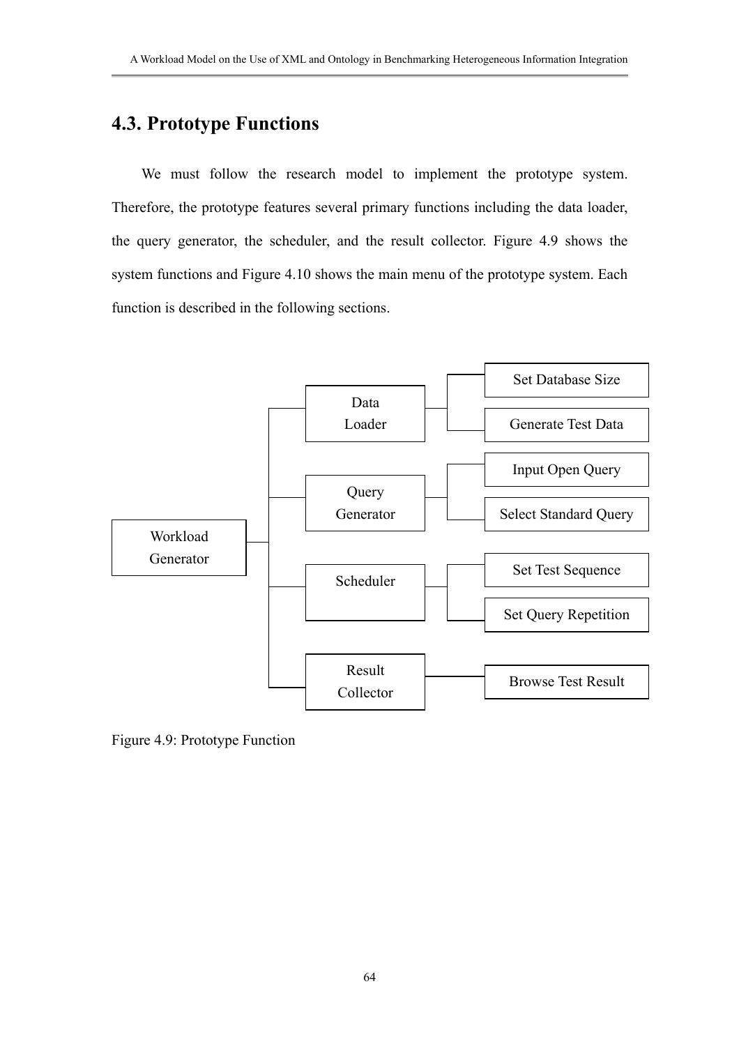## 4.3. Prototype Functions

We must follow the research model to implement the prototype system. Therefore, the prototype features several primary functions including the data loader, the query generator, the scheduler, and the result collector. Figure 4.9 shows the system functions and Figure 4.10 shows the main menu of the prototype system. Each function is described in the following sections.

Workload Generator

Data Loader

Set Database Size

Generate Test Data

Query Generator

Input Open Query

Select Standard Query

Scheduler

Set Test Sequence

Set Query Repetition

Result Collector

Browse Test Result

Figure 4.9: Prototype Function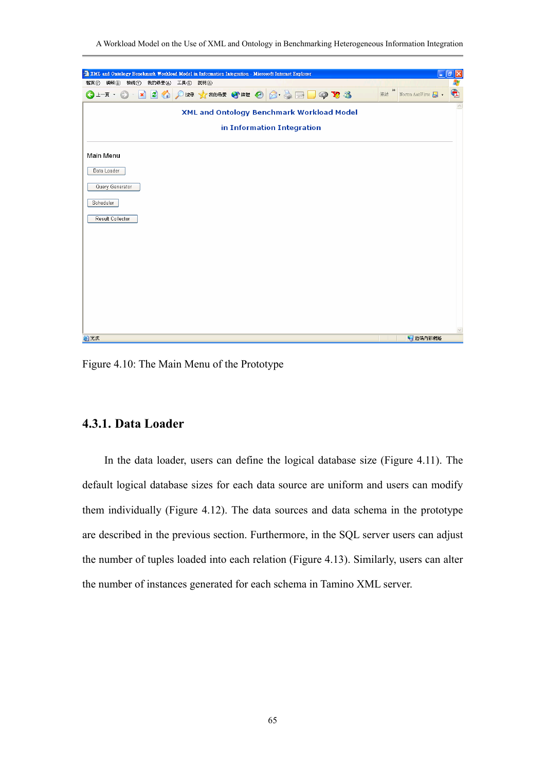Figure 4.10: The Main Menu of the Prototype

### 4.3.1. Data Loader

In the data loader, users can define the logical database size (Figure 4.11). The default logical database sizes for each data source are uniform and users can modify them individually (Figure 4.12). The data sources and data schema in the prototype are described in the previous section. Furthermore, in the SQL server users can adjust the number of tuples loaded into each relation (Figure 4.13). Similarly, users can alter the number of instances generated for each schema in Tamino XML server.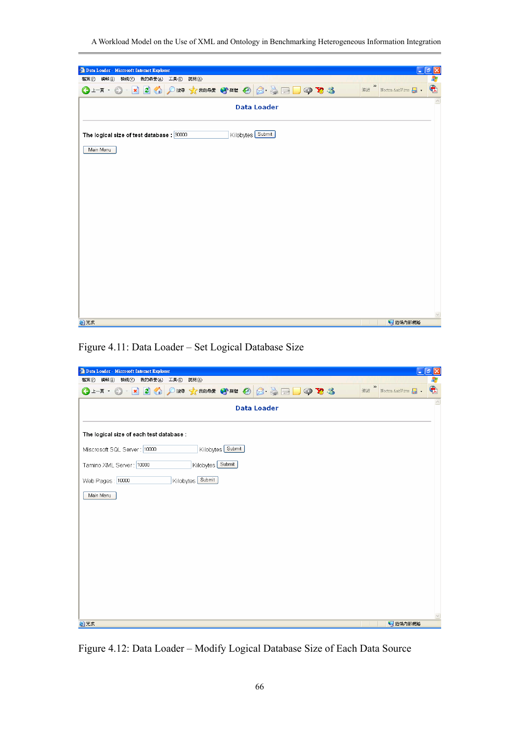Figure 4.11: Data Loader – Set Logical Database Size

Figure 4.12: Data Loader – Modify Logical Database Size of Each Data Source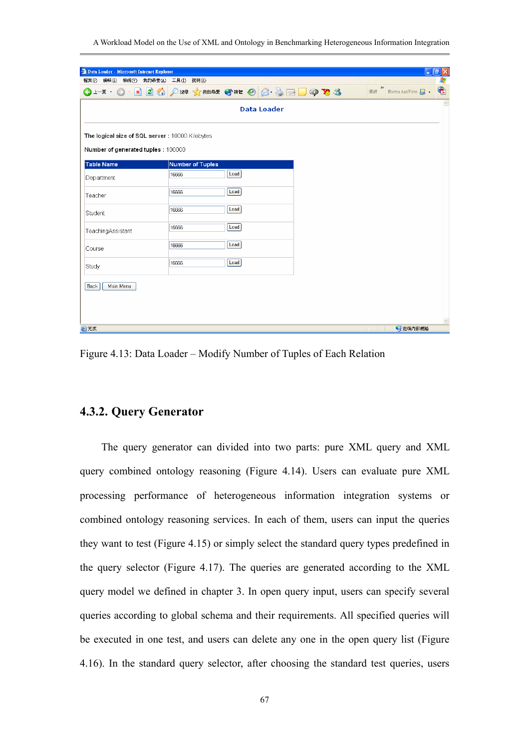Data Loader

The logical size of SQL server : 10000 Kilobytes

Number of generated tuples : 100000

| Table Name | Number of Tuples |
| --- | --- |
| Department | 16666 Load |
| Teacher | 16666 Load |
| Student | 16666 Load |
| TeachingAssistant | 16666 Load |
| Course | 16666 Load |
| Study | 16666 Load |

Back | Main Menu

Figure 4.13: Data Loader – Modify Number of Tuples of Each Relation

### 4.3.2. Query Generator

The query generator can divided into two parts: pure XML query and XML query combined ontology reasoning (Figure 4.14). Users can evaluate pure XML processing performance of heterogeneous information integration systems or combined ontology reasoning services. In each of them, users can input the queries they want to test (Figure 4.15) or simply select the standard query types predefined in the query selector (Figure 4.17). The queries are generated according to the XML query model we defined in chapter 3. In open query input, users can specify several queries according to global schema and their requirements. All specified queries will be executed in one test, and users can delete any one in the open query list (Figure 4.16). In the standard query selector, after choosing the standard test queries, users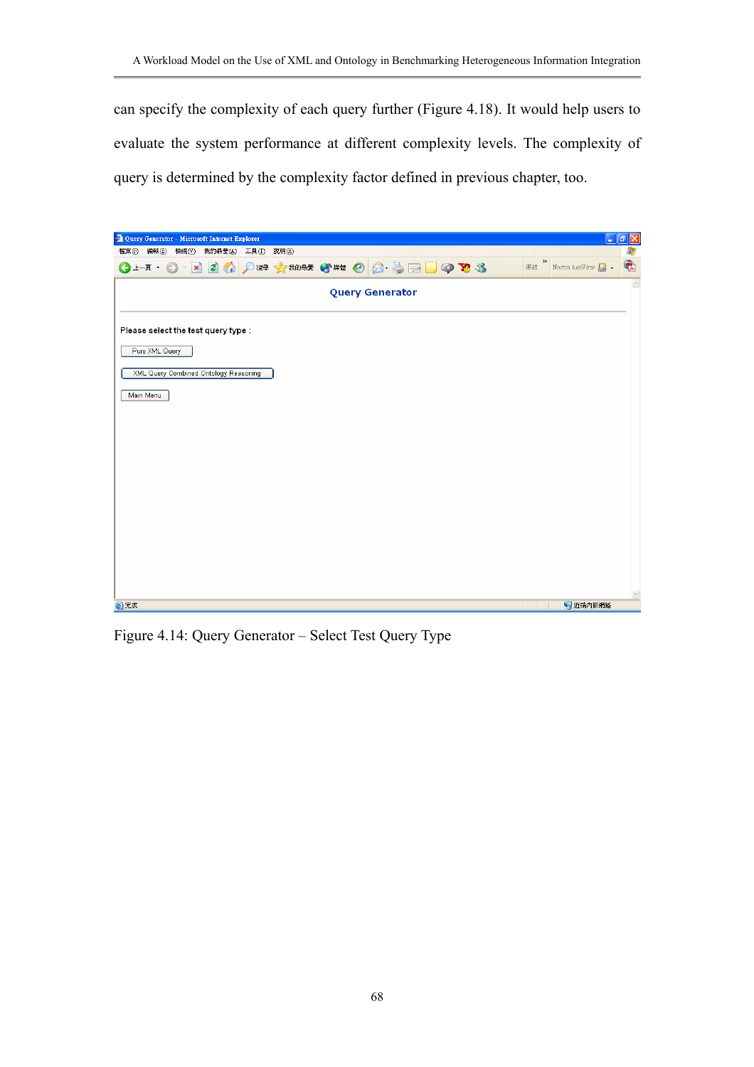can specify the complexity of each query further (Figure 4.18). It would help users to evaluate the system performance at different complexity levels. The complexity of query is determined by the complexity factor defined in previous chapter, too.

Figure 4.14: Query Generator – Select Test Query Type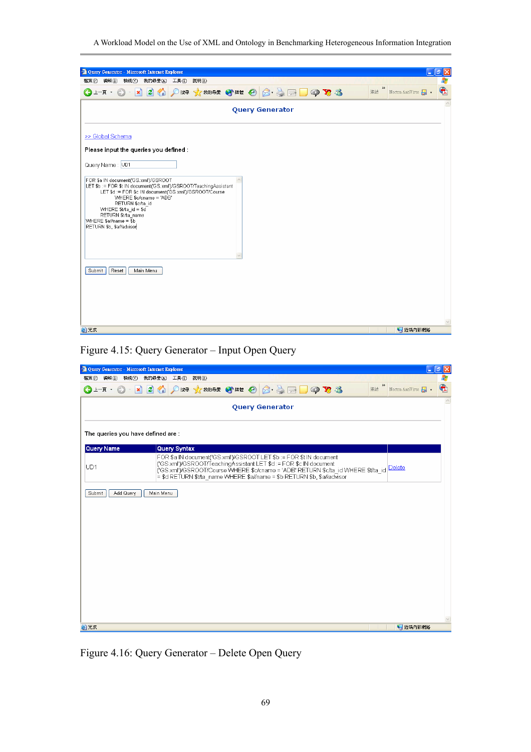Query Generator - Microsoft Internet Explorer

Query Generator

>> Global Schema

Please input the queries you defined :

Query Name UD1

```
FOR $a IN document('GS.xml')/GSROOT
LET $b := FOR $t IN document('GS.xml')/GSROOT/TeachingAssistant
     LET $d := FOR $c IN document('GS.xml')/GSROOT/Course
          WHERE $c/cname = 'ADB'
          RETURN $c/ta_id
     WHERE $t/ta_id = $d
     RETURN $t/ta_name
WHERE $a//name = $b
RETURN $b, $a//advisor
```

Submit Reset Main Menu

Figure 4.15: Query Generator – Input Open Query

Query Generator - Microsoft Internet Explorer

Query Generator

The queries you have defined are :

| Query Name | Query Syntax | |
|---|---|---|
| UD1 | FOR $a IN document('GS.xml')/GSROOT LET $b := FOR $t IN document ('GS.xml')/GSROOT/TeachingAssistant LET $d := FOR $c IN document ('GS.xml')/GSROOT/Course WHERE $c/cname = 'ADB' RETURN $c/ta_id WHERE $t/ta_id = $d RETURN $t/ta_name WHERE $a//name = $b RETURN $b, $a//advisor | Delete |

Submit Add Query Main Menu

Figure 4.16: Query Generator – Delete Open Query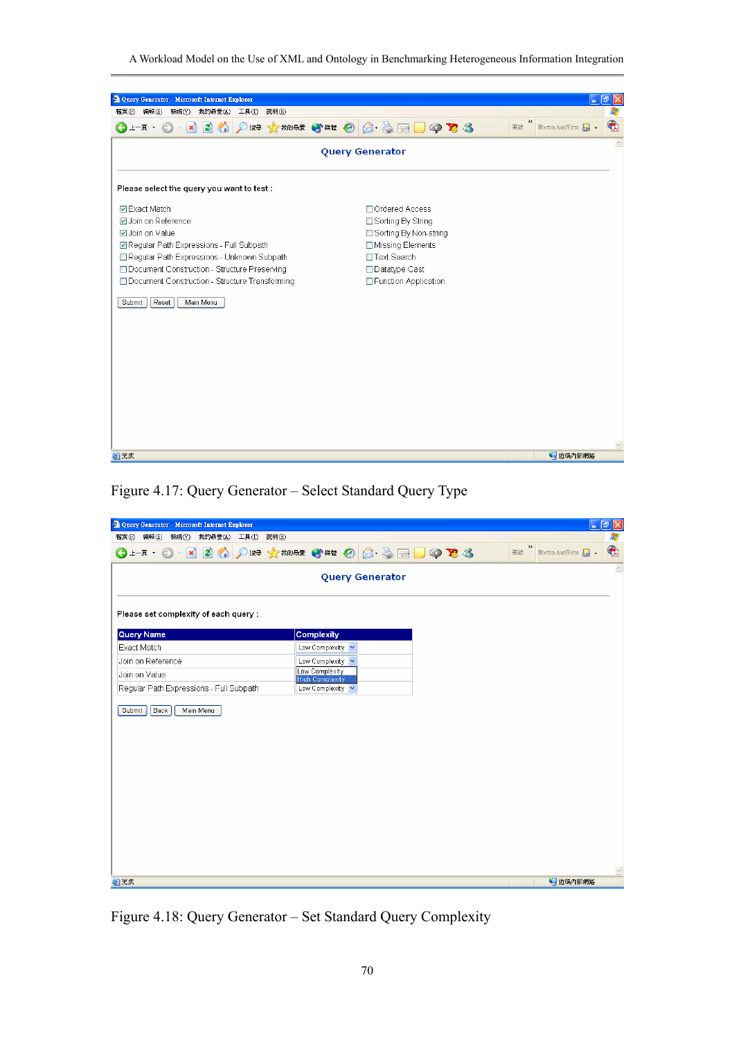Figure 4.17: Query Generator – Select Standard Query Type

Figure 4.18: Query Generator – Set Standard Query Complexity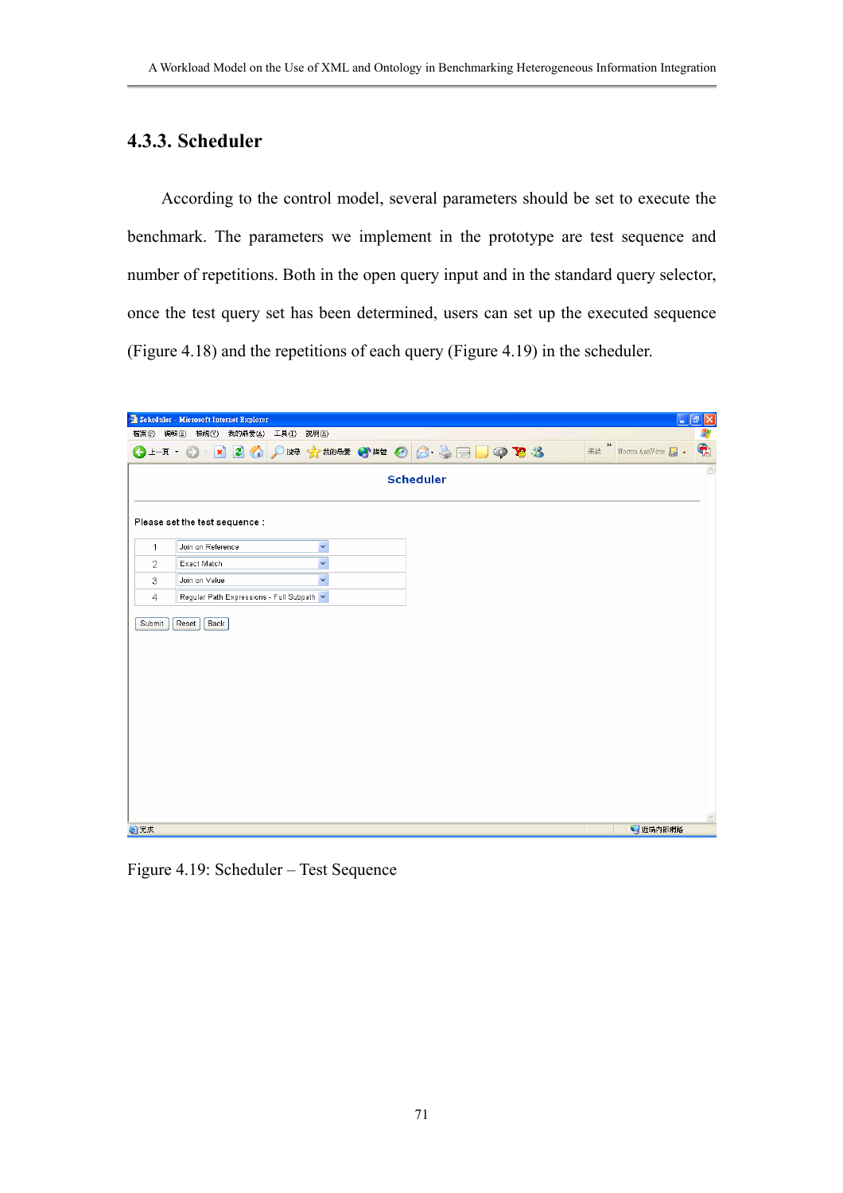### 4.3.3. Scheduler

According to the control model, several parameters should be set to execute the benchmark. The parameters we implement in the prototype are test sequence and number of repetitions. Both in the open query input and in the standard query selector, once the test query set has been determined, users can set up the executed sequence (Figure 4.18) and the repetitions of each query (Figure 4.19) in the scheduler.

Figure 4.19: Scheduler – Test Sequence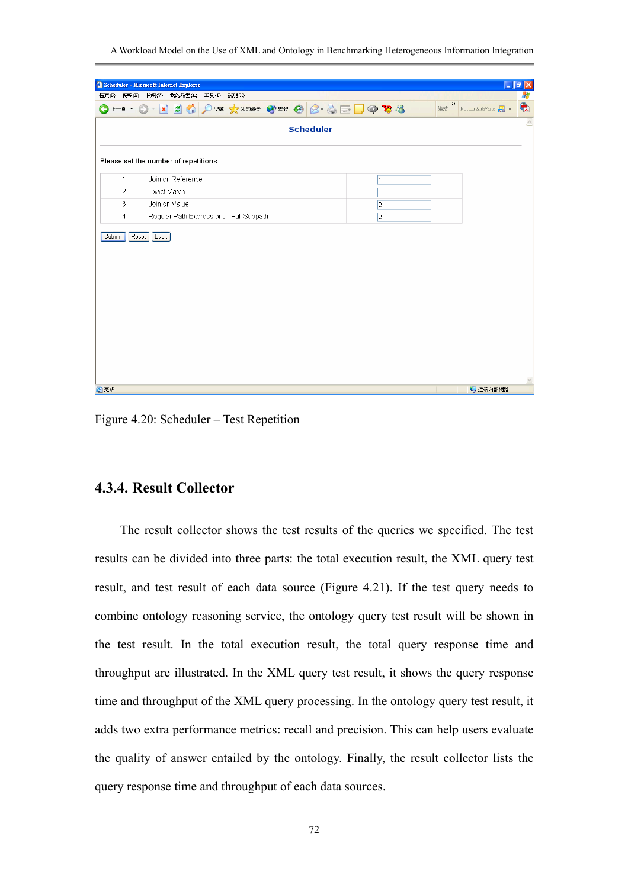Figure 4.20: Scheduler – Test Repetition

### 4.3.4. Result Collector

The result collector shows the test results of the queries we specified. The test results can be divided into three parts: the total execution result, the XML query test result, and test result of each data source (Figure 4.21). If the test query needs to combine ontology reasoning service, the ontology query test result will be shown in the test result. In the total execution result, the total query response time and throughput are illustrated. In the XML query test result, it shows the query response time and throughput of the XML query processing. In the ontology query test result, it adds two extra performance metrics: recall and precision. This can help users evaluate the quality of answer entailed by the ontology. Finally, the result collector lists the query response time and throughput of each data sources.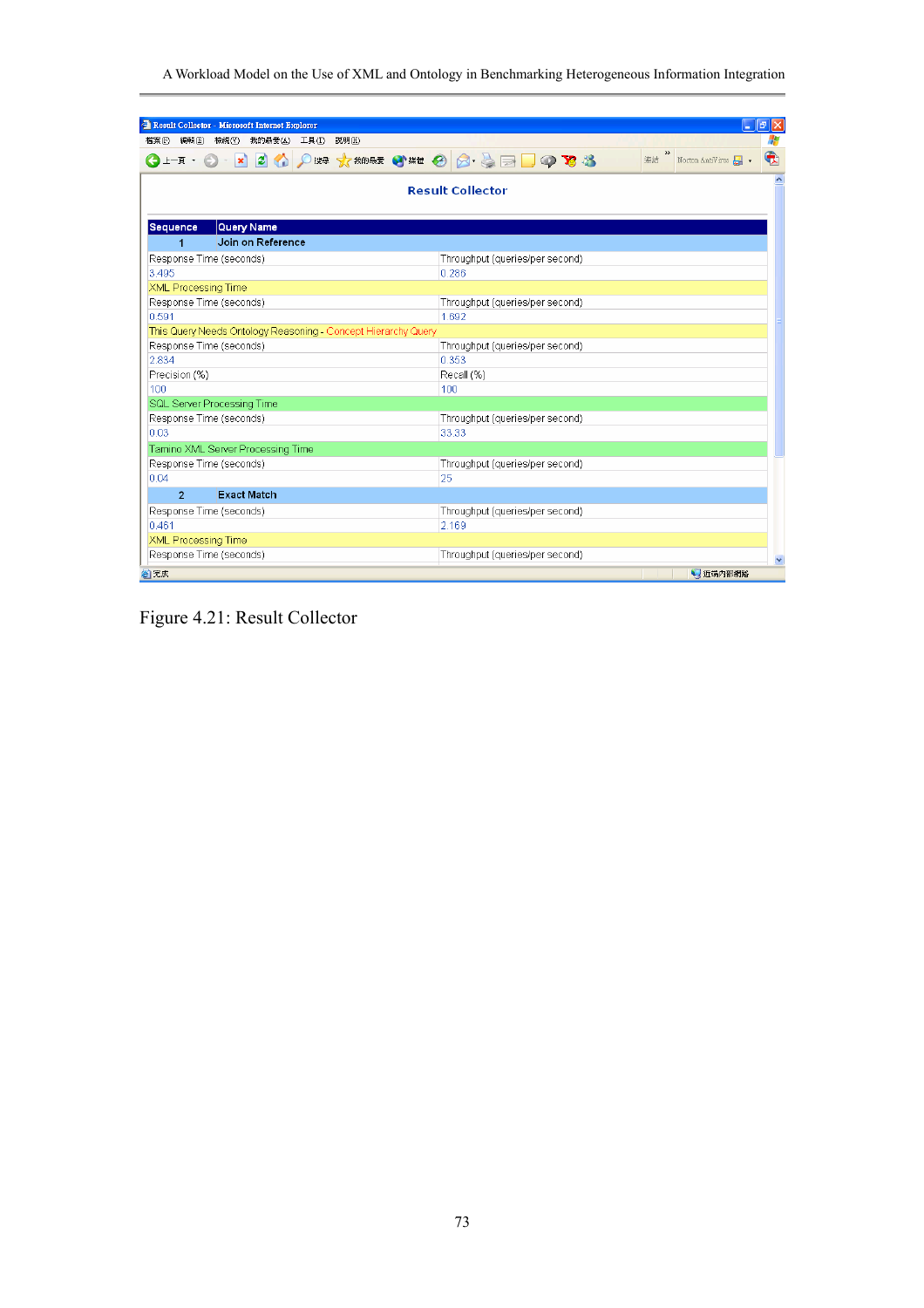Figure 4.21: Result Collector